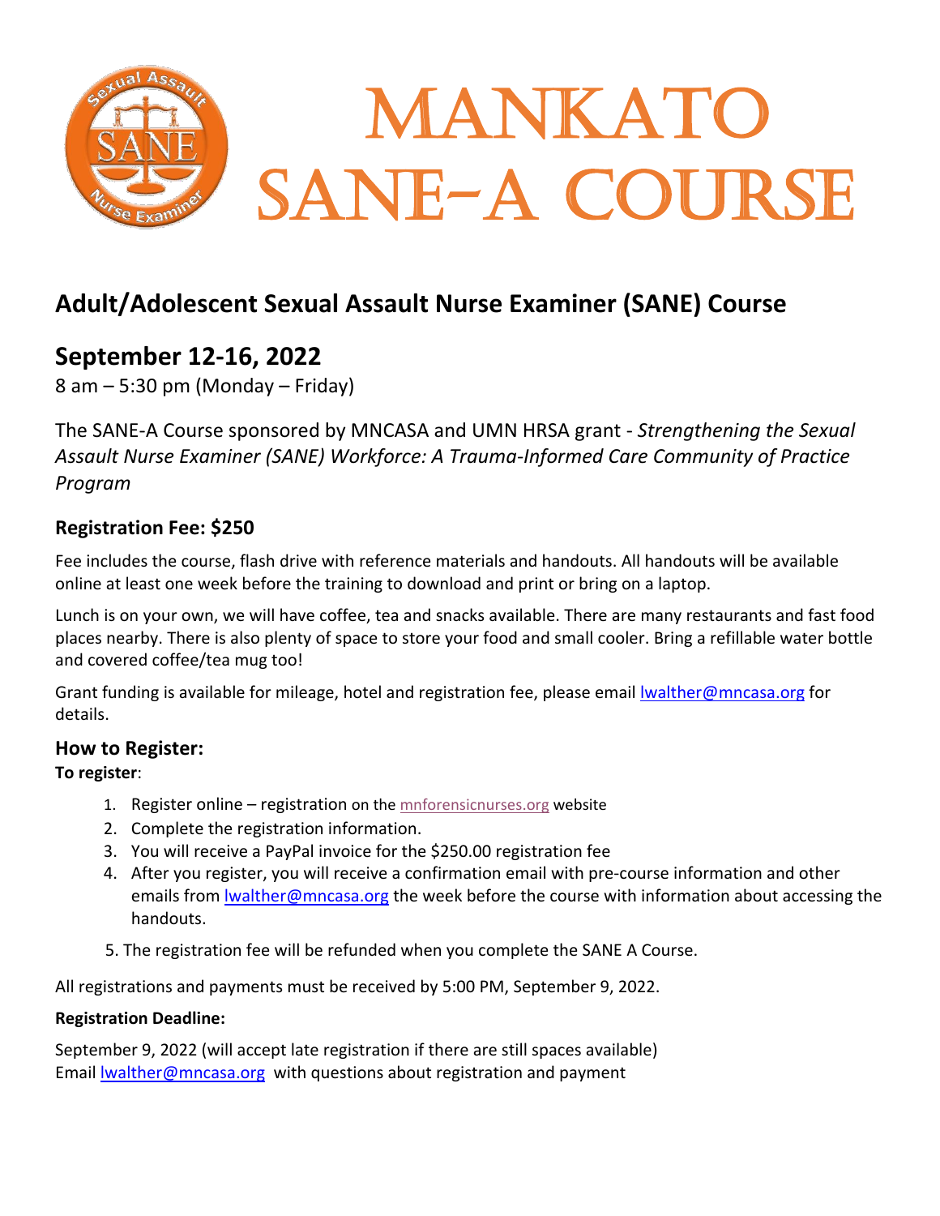# Mankato SANE-A Course

## Adult/Adolescent Sexual Assault Nurse Examiner (SANE) Course

## September 12-16, 2022

8 am – 5:30 pm (Monday – Friday)

The SANE-A Course sponsored by MNCASA and UMN HRSA grant - *Strengthening the Sexual Assault Nurse Examiner (SANE) Workforce: A Trauma-Informed Care Community of Practice Program*

### Registration Fee: $250

Fee includes the course, flash drive with reference materials and handouts. All handouts will be available online at least one week before the training to download and print or bring on a laptop.

Lunch is on your own, we will have coffee, tea and snacks available. There are many restaurants and fast food places nearby. There is also plenty of space to store your food and small cooler. Bring a refillable water bottle and covered coffee/tea mug too!

Grant funding is available for mileage, hotel and registration fee, please email lwalther@mncasa.org for details.

### How to Register:

**To register**:

1. Register online – registration on the mnforensicnurses.org website
2. Complete the registration information.
3. You will receive a PayPal invoice for the $250.00 registration fee
4. After you register, you will receive a confirmation email with pre-course information and other emails from lwalther@mncasa.org the week before the course with information about accessing the handouts.
5. The registration fee will be refunded when you complete the SANE A Course.

All registrations and payments must be received by 5:00 PM, September 9, 2022.

**Registration Deadline:**

September 9, 2022 (will accept late registration if there are still spaces available)
Email lwalther@mncasa.org with questions about registration and payment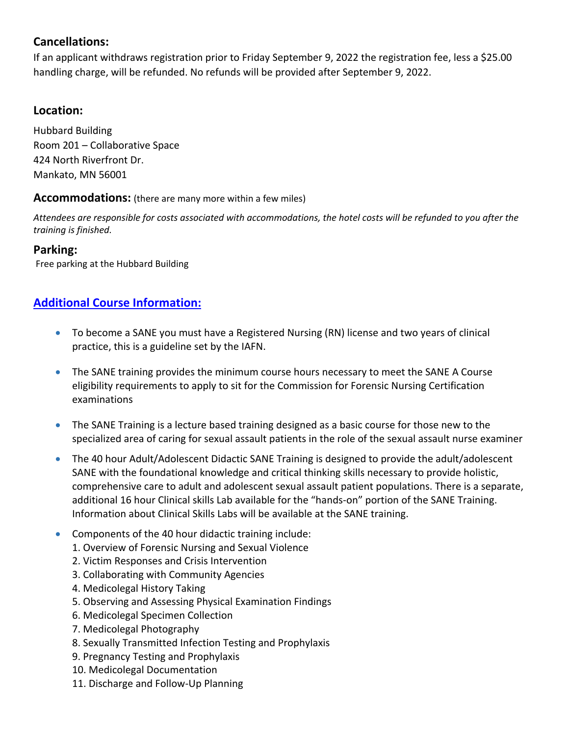## Cancellations:

If an applicant withdraws registration prior to Friday September 9, 2022 the registration fee, less a $25.00 handling charge, will be refunded. No refunds will be provided after September 9, 2022.

## Location:

Hubbard Building
Room 201 – Collaborative Space
424 North Riverfront Dr.
Mankato, MN 56001

## Accommodations: (there are many more within a few miles)

*Attendees are responsible for costs associated with accommodations, the hotel costs will be refunded to you after the training is finished.*

## Parking:

Free parking at the Hubbard Building

## Additional Course Information:

- To become a SANE you must have a Registered Nursing (RN) license and two years of clinical practice, this is a guideline set by the IAFN.
- The SANE training provides the minimum course hours necessary to meet the SANE A Course eligibility requirements to apply to sit for the Commission for Forensic Nursing Certification examinations
- The SANE Training is a lecture based training designed as a basic course for those new to the specialized area of caring for sexual assault patients in the role of the sexual assault nurse examiner
- The 40 hour Adult/Adolescent Didactic SANE Training is designed to provide the adult/adolescent SANE with the foundational knowledge and critical thinking skills necessary to provide holistic, comprehensive care to adult and adolescent sexual assault patient populations. There is a separate, additional 16 hour Clinical skills Lab available for the "hands-on" portion of the SANE Training. Information about Clinical Skills Labs will be available at the SANE training.
- Components of the 40 hour didactic training include:
  1. Overview of Forensic Nursing and Sexual Violence
  2. Victim Responses and Crisis Intervention
  3. Collaborating with Community Agencies
  4. Medicolegal History Taking
  5. Observing and Assessing Physical Examination Findings
  6. Medicolegal Specimen Collection
  7. Medicolegal Photography
  8. Sexually Transmitted Infection Testing and Prophylaxis
  9. Pregnancy Testing and Prophylaxis
  10. Medicolegal Documentation
  11. Discharge and Follow-Up Planning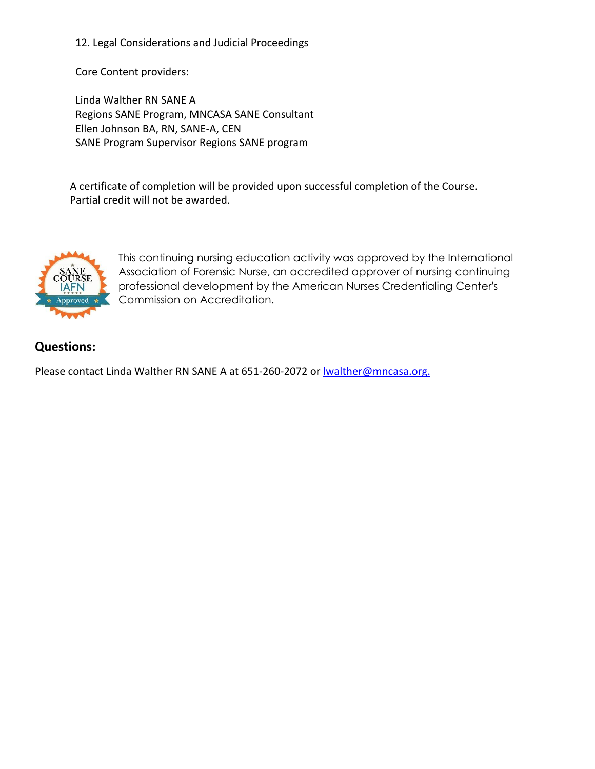12. Legal Considerations and Judicial Proceedings

Core Content providers:

Linda Walther RN SANE A
Regions SANE Program, MNCASA SANE Consultant
Ellen Johnson BA, RN, SANE-A, CEN
SANE Program Supervisor Regions SANE program

A certificate of completion will be provided upon successful completion of the Course. Partial credit will not be awarded.

This continuing nursing education activity was approved by the International Association of Forensic Nurse, an accredited approver of nursing continuing professional development by the American Nurses Credentialing Center's Commission on Accreditation.

## Questions:

Please contact Linda Walther RN SANE A at 651-260-2072 or lwalther@mncasa.org.